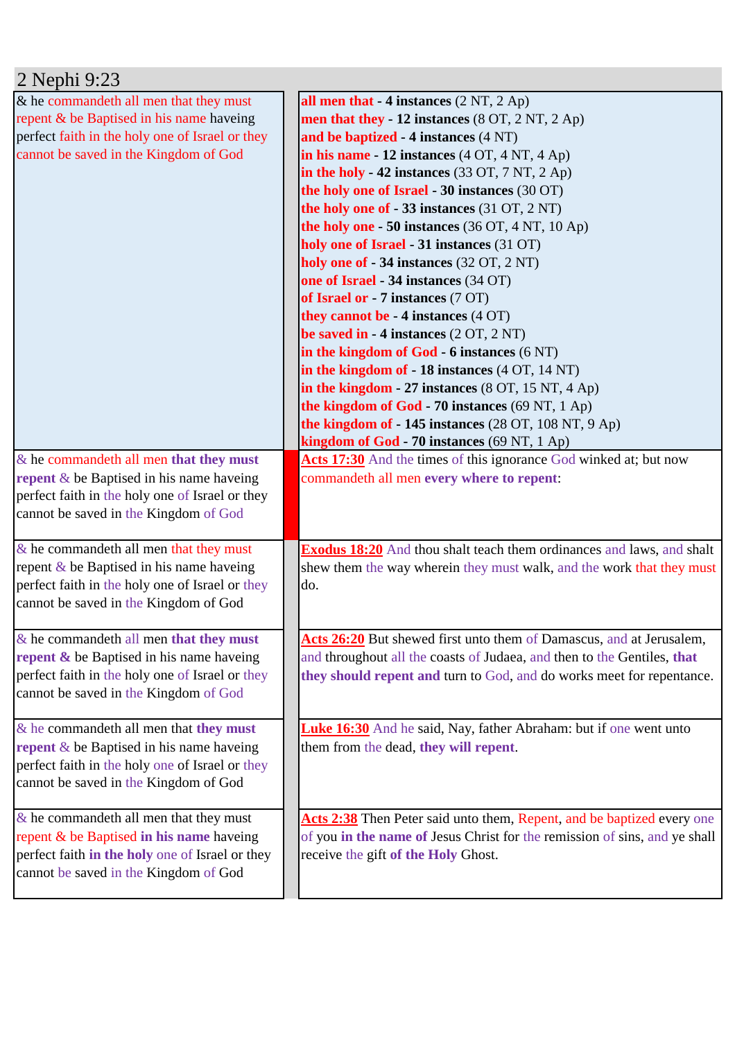## 2 Nephi 9:23

| & he commandeth all men that they must repent & be Baptised in his name haveing perfect faith in the holy one of Israel or they cannot be saved in the Kingdom of God | | **all men that - 4 instances** (2 NT, 2 Ap)<br>**men that they - 12 instances** (8 OT, 2 NT, 2 Ap)<br>**and be baptized - 4 instances** (4 NT)<br>**in his name - 12 instances** (4 OT, 4 NT, 4 Ap)<br>**in the holy - 42 instances** (33 OT, 7 NT, 2 Ap)<br>**the holy one of Israel - 30 instances** (30 OT)<br>**the holy one of - 33 instances** (31 OT, 2 NT)<br>**the holy one - 50 instances** (36 OT, 4 NT, 10 Ap)<br>**holy one of Israel - 31 instances** (31 OT)<br>**holy one of - 34 instances** (32 OT, 2 NT)<br>**one of Israel - 34 instances** (34 OT)<br>**of Israel or - 7 instances** (7 OT)<br>**they cannot be - 4 instances** (4 OT)<br>**be saved in - 4 instances** (2 OT, 2 NT)<br>**in the kingdom of God - 6 instances** (6 NT)<br>**in the kingdom of - 18 instances** (4 OT, 14 NT)<br>**in the kingdom - 27 instances** (8 OT, 15 NT, 4 Ap)<br>**the kingdom of God - 70 instances** (69 NT, 1 Ap)<br>**the kingdom of - 145 instances** (28 OT, 108 NT, 9 Ap)<br>**kingdom of God - 70 instances** (69 NT, 1 Ap) |
|---|---|---|
| & he commandeth all men **that they must repent** & be Baptised in his name haveing perfect faith in the holy one of Israel or they cannot be saved in the Kingdom of God | | **Acts 17:30** And the times of this ignorance God winked at; but now commandeth all men **every where to repent**: |
| & he commandeth all men that they must repent & be Baptised in his name haveing perfect faith in the holy one of Israel or they cannot be saved in the Kingdom of God | | **Exodus 18:20** And thou shalt teach them ordinances and laws, and shalt shew them the way wherein they must walk, and the work that they must do. |
| & he commandeth all men **that they must repent &** be Baptised in his name haveing perfect faith in the holy one of Israel or they cannot be saved in the Kingdom of God | | **Acts 26:20** But shewed first unto them of Damascus, and at Jerusalem, and throughout all the coasts of Judaea, and then to the Gentiles, **that they should repent and** turn to God, and do works meet for repentance. |
| & he commandeth all men that **they must repent** & be Baptised in his name haveing perfect faith in the holy one of Israel or they cannot be saved in the Kingdom of God | | **Luke 16:30** And he said, Nay, father Abraham: but if one went unto them from the dead, **they will repent**. |
| & he commandeth all men that they must repent & be Baptised **in his name** haveing perfect faith **in the holy** one of Israel or they cannot be saved in the Kingdom of God | | **Acts 2:38** Then Peter said unto them, Repent, and be baptized every one of you **in the name of** Jesus Christ for the remission of sins, and ye shall receive the gift **of the Holy** Ghost. |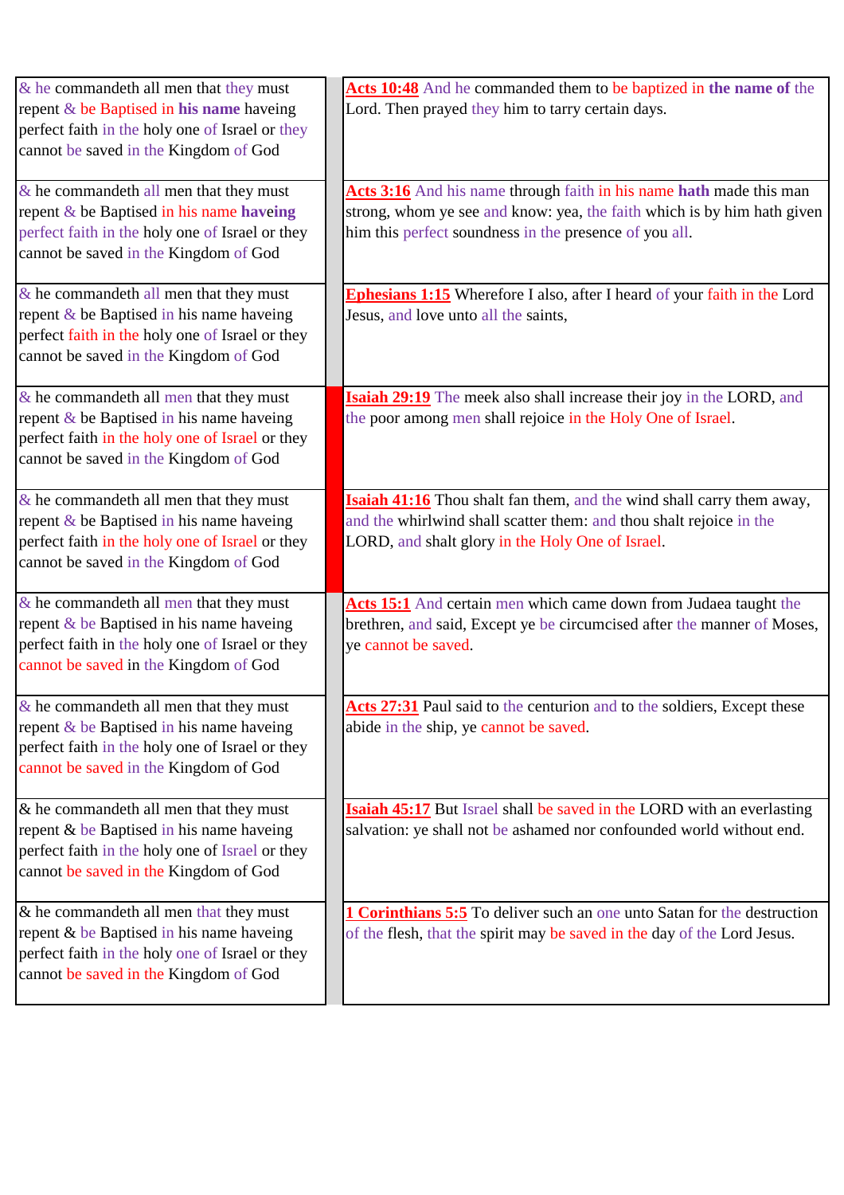| | | |
|---|---|---|
| & he commandeth all men that they must repent & be Baptised in **his name** haveing perfect faith in the holy one of Israel or they cannot be saved in the Kingdom of God | | **Acts 10:48** And he commanded them to be baptized in **the name of** the Lord. Then prayed they him to tarry certain days. |
| & he commandeth all men that they must repent & be Baptised in his name **haveing** perfect faith in the holy one of Israel or they cannot be saved in the Kingdom of God | | **Acts 3:16** And his name through faith in his name **hath** made this man strong, whom ye see and know: yea, the faith which is by him hath given him this perfect soundness in the presence of you all. |
| & he commandeth all men that they must repent & be Baptised in his name haveing perfect faith in the holy one of Israel or they cannot be saved in the Kingdom of God | | **Ephesians 1:15** Wherefore I also, after I heard of your faith in the Lord Jesus, and love unto all the saints, |
| & he commandeth all men that they must repent & be Baptised in his name haveing perfect faith in the holy one of Israel or they cannot be saved in the Kingdom of God | | **Isaiah 29:19** The meek also shall increase their joy in the LORD, and the poor among men shall rejoice in the Holy One of Israel. |
| & he commandeth all men that they must repent & be Baptised in his name haveing perfect faith in the holy one of Israel or they cannot be saved in the Kingdom of God | | **Isaiah 41:16** Thou shalt fan them, and the wind shall carry them away, and the whirlwind shall scatter them: and thou shalt rejoice in the LORD, and shalt glory in the Holy One of Israel. |
| & he commandeth all men that they must repent & be Baptised in his name haveing perfect faith in the holy one of Israel or they cannot be saved in the Kingdom of God | | **Acts 15:1** And certain men which came down from Judaea taught the brethren, and said, Except ye be circumcised after the manner of Moses, ye cannot be saved. |
| & he commandeth all men that they must repent & be Baptised in his name haveing perfect faith in the holy one of Israel or they cannot be saved in the Kingdom of God | | **Acts 27:31** Paul said to the centurion and to the soldiers, Except these abide in the ship, ye cannot be saved. |
| & he commandeth all men that they must repent & be Baptised in his name haveing perfect faith in the holy one of Israel or they cannot be saved in the Kingdom of God | | **Isaiah 45:17** But Israel shall be saved in the LORD with an everlasting salvation: ye shall not be ashamed nor confounded world without end. |
| & he commandeth all men that they must repent & be Baptised in his name haveing perfect faith in the holy one of Israel or they cannot be saved in the Kingdom of God | | **1 Corinthians 5:5** To deliver such an one unto Satan for the destruction of the flesh, that the spirit may be saved in the day of the Lord Jesus. |